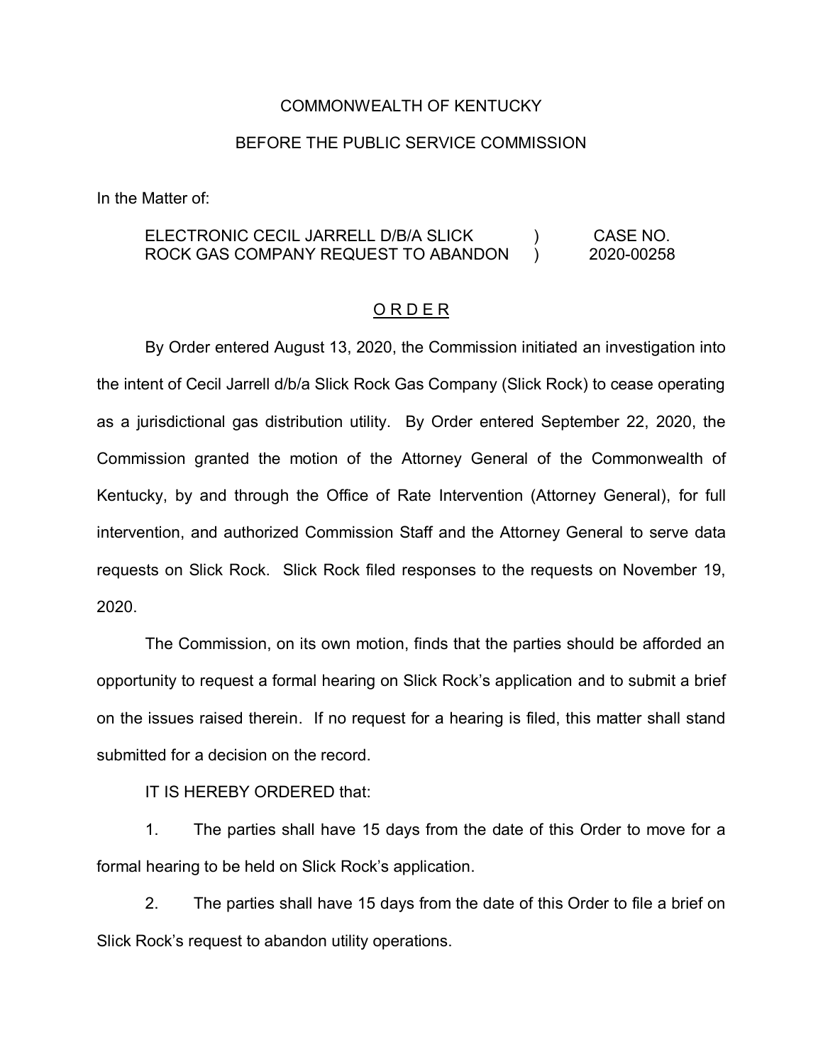COMMONWEALTH OF KENTUCKY

BEFORE THE PUBLIC SERVICE COMMISSION

In the Matter of:

| | | |
|---|---|---|
| ELECTRONIC CECIL JARRELL D/B/A SLICK ROCK GAS COMPANY REQUEST TO ABANDON | ) ) | CASE NO. 2020-00258 |

## O R D E R

By Order entered August 13, 2020, the Commission initiated an investigation into the intent of Cecil Jarrell d/b/a Slick Rock Gas Company (Slick Rock) to cease operating as a jurisdictional gas distribution utility. By Order entered September 22, 2020, the Commission granted the motion of the Attorney General of the Commonwealth of Kentucky, by and through the Office of Rate Intervention (Attorney General), for full intervention, and authorized Commission Staff and the Attorney General to serve data requests on Slick Rock. Slick Rock filed responses to the requests on November 19, 2020.

The Commission, on its own motion, finds that the parties should be afforded an opportunity to request a formal hearing on Slick Rock's application and to submit a brief on the issues raised therein. If no request for a hearing is filed, this matter shall stand submitted for a decision on the record.

IT IS HEREBY ORDERED that:

1. The parties shall have 15 days from the date of this Order to move for a formal hearing to be held on Slick Rock's application.

2. The parties shall have 15 days from the date of this Order to file a brief on Slick Rock's request to abandon utility operations.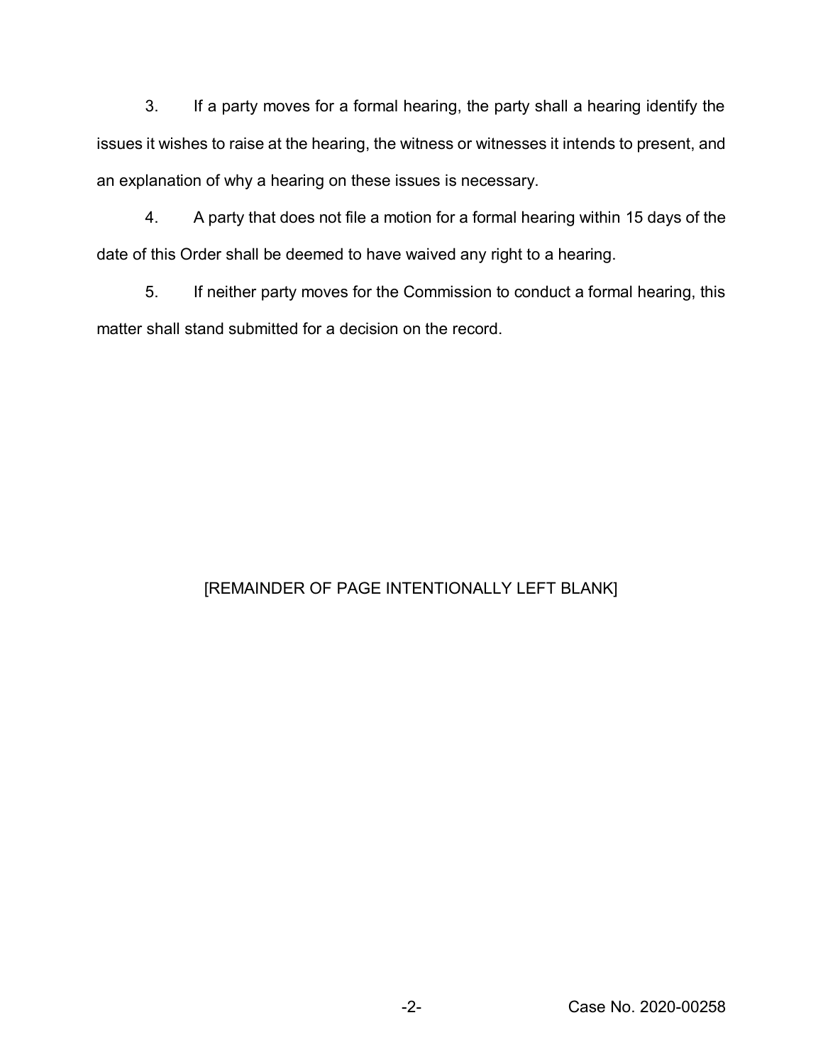3. If a party moves for a formal hearing, the party shall a hearing identify the issues it wishes to raise at the hearing, the witness or witnesses it intends to present, and an explanation of why a hearing on these issues is necessary.

4. A party that does not file a motion for a formal hearing within 15 days of the date of this Order shall be deemed to have waived any right to a hearing.

5. If neither party moves for the Commission to conduct a formal hearing, this matter shall stand submitted for a decision on the record.

[REMAINDER OF PAGE INTENTIONALLY LEFT BLANK]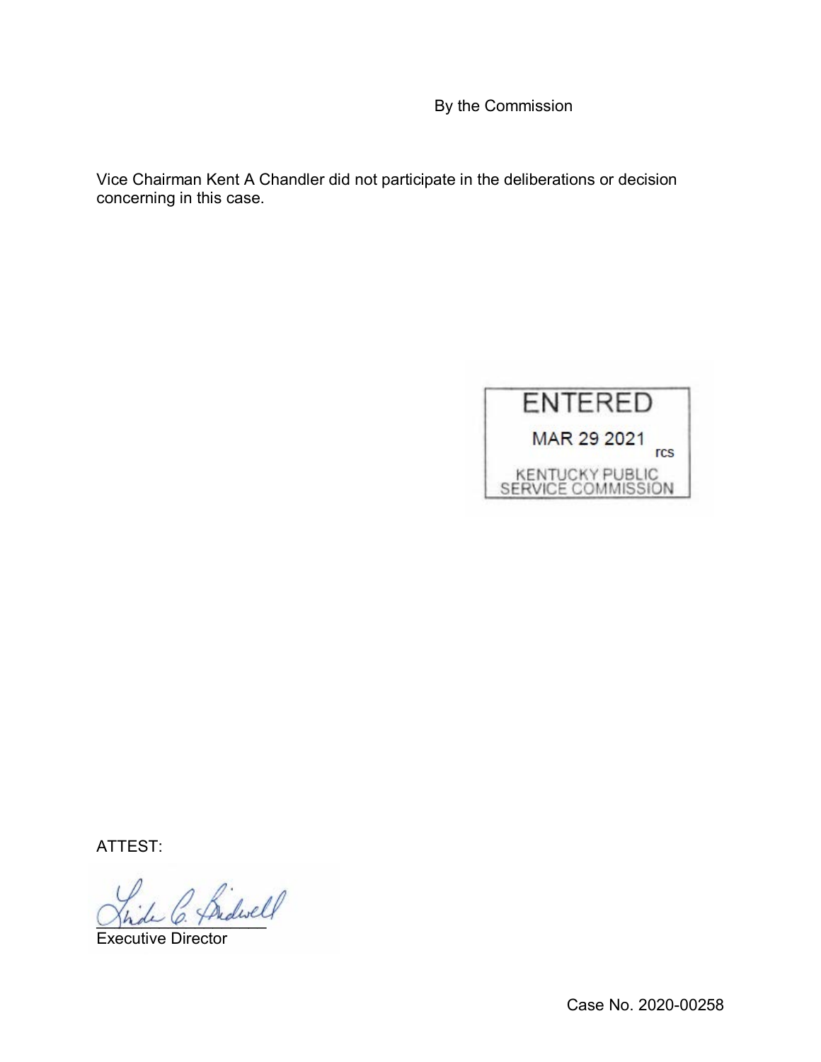By the Commission

Vice Chairman Kent A Chandler did not participate in the deliberations or decision concerning in this case.

ENTERED

MAR 29 2021

rcs

KENTUCKY PUBLIC SERVICE COMMISSION

ATTEST:

Executive Director

Case No. 2020-00258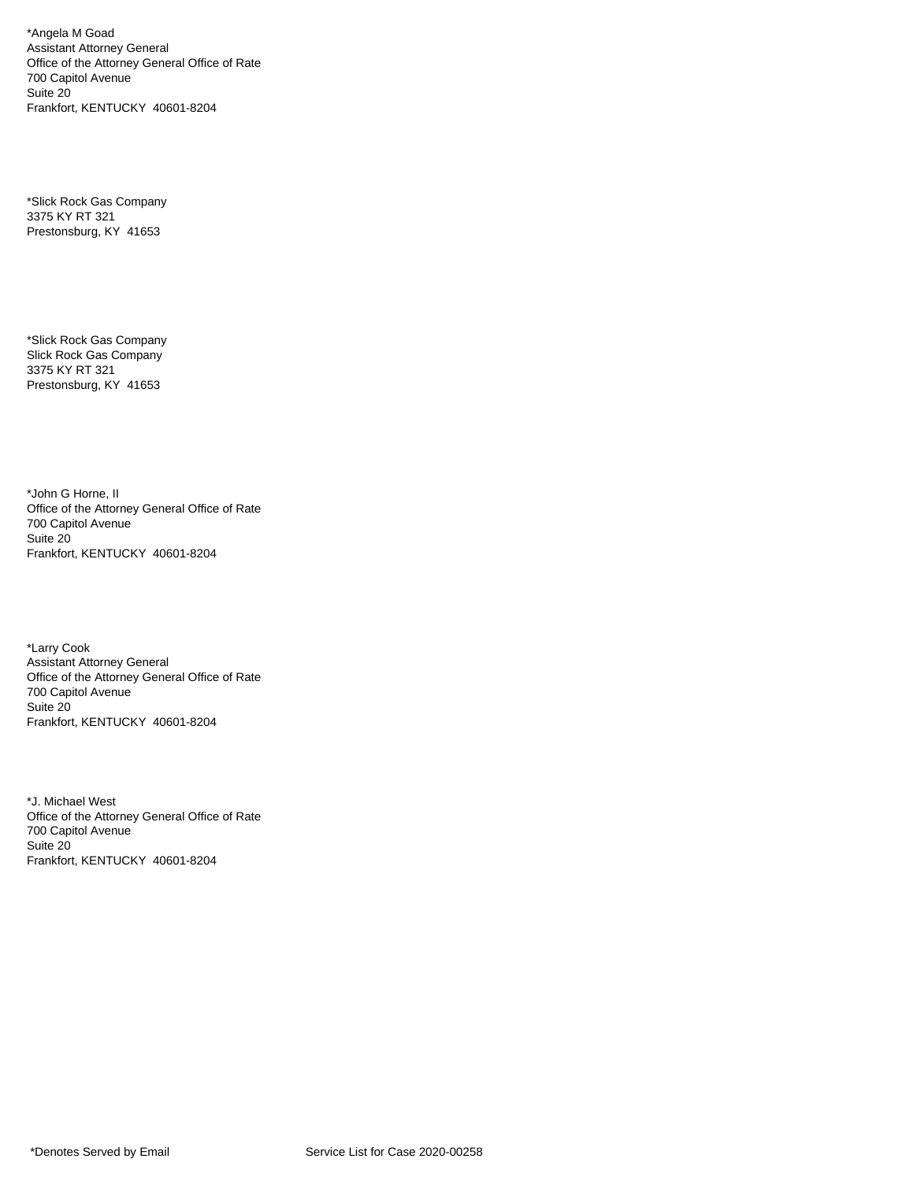*Angela M Goad
Assistant Attorney General
Office of the Attorney General Office of Rate
700 Capitol Avenue
Suite 20
Frankfort, KENTUCKY 40601-8204

*Slick Rock Gas Company
3375 KY RT 321
Prestonsburg, KY 41653

*Slick Rock Gas Company
Slick Rock Gas Company
3375 KY RT 321
Prestonsburg, KY 41653

*John G Horne, II
Office of the Attorney General Office of Rate
700 Capitol Avenue
Suite 20
Frankfort, KENTUCKY 40601-8204

*Larry Cook
Assistant Attorney General
Office of the Attorney General Office of Rate
700 Capitol Avenue
Suite 20
Frankfort, KENTUCKY 40601-8204

*J. Michael West
Office of the Attorney General Office of Rate
700 Capitol Avenue
Suite 20
Frankfort, KENTUCKY 40601-8204

*Denotes Served by Email

Service List for Case 2020-00258